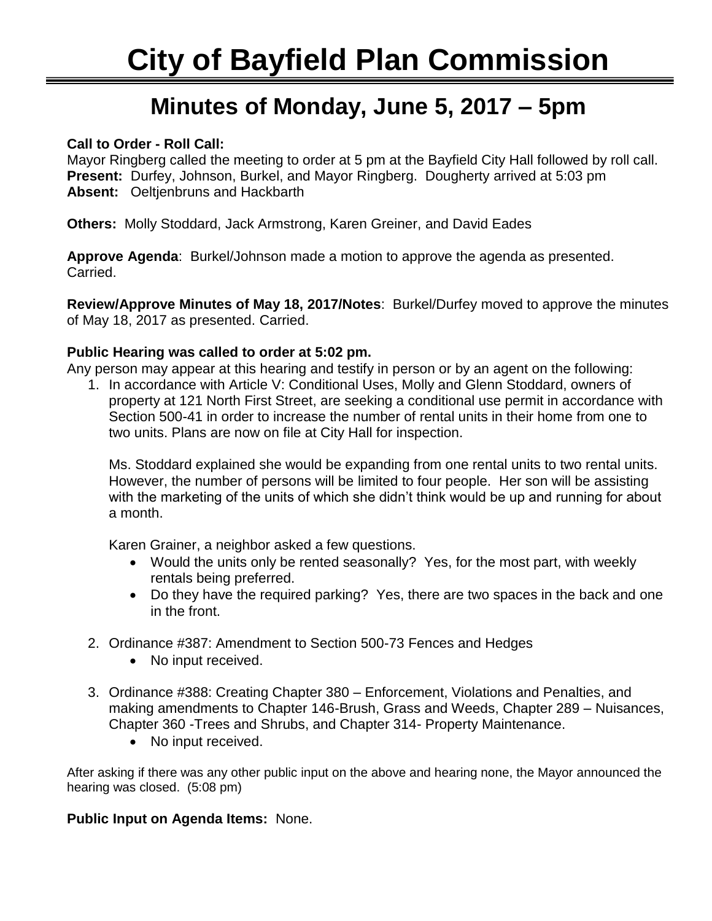# City of Bayfield Plan Commission

## Minutes of Monday, June 5, 2017 – 5pm

**Call to Order - Roll Call:**
Mayor Ringberg called the meeting to order at 5 pm at the Bayfield City Hall followed by roll call.
**Present:** Durfey, Johnson, Burkel, and Mayor Ringberg. Dougherty arrived at 5:03 pm
**Absent:** Oeltjenbruns and Hackbarth

**Others:** Molly Stoddard, Jack Armstrong, Karen Greiner, and David Eades

**Approve Agenda**: Burkel/Johnson made a motion to approve the agenda as presented. Carried.

**Review/Approve Minutes of May 18, 2017/Notes**: Burkel/Durfey moved to approve the minutes of May 18, 2017 as presented. Carried.

**Public Hearing was called to order at 5:02 pm.**
Any person may appear at this hearing and testify in person or by an agent on the following:

1. In accordance with Article V: Conditional Uses, Molly and Glenn Stoddard, owners of property at 121 North First Street, are seeking a conditional use permit in accordance with Section 500-41 in order to increase the number of rental units in their home from one to two units. Plans are now on file at City Hall for inspection.

   Ms. Stoddard explained she would be expanding from one rental units to two rental units. However, the number of persons will be limited to four people. Her son will be assisting with the marketing of the units of which she didn't think would be up and running for about a month.

   Karen Grainer, a neighbor asked a few questions.
   - Would the units only be rented seasonally? Yes, for the most part, with weekly rentals being preferred.
   - Do they have the required parking? Yes, there are two spaces in the back and one in the front.

2. Ordinance #387: Amendment to Section 500-73 Fences and Hedges
   - No input received.

3. Ordinance #388: Creating Chapter 380 – Enforcement, Violations and Penalties, and making amendments to Chapter 146-Brush, Grass and Weeds, Chapter 289 – Nuisances, Chapter 360 -Trees and Shrubs, and Chapter 314- Property Maintenance.
   - No input received.

After asking if there was any other public input on the above and hearing none, the Mayor announced the hearing was closed. (5:08 pm)

**Public Input on Agenda Items:** None.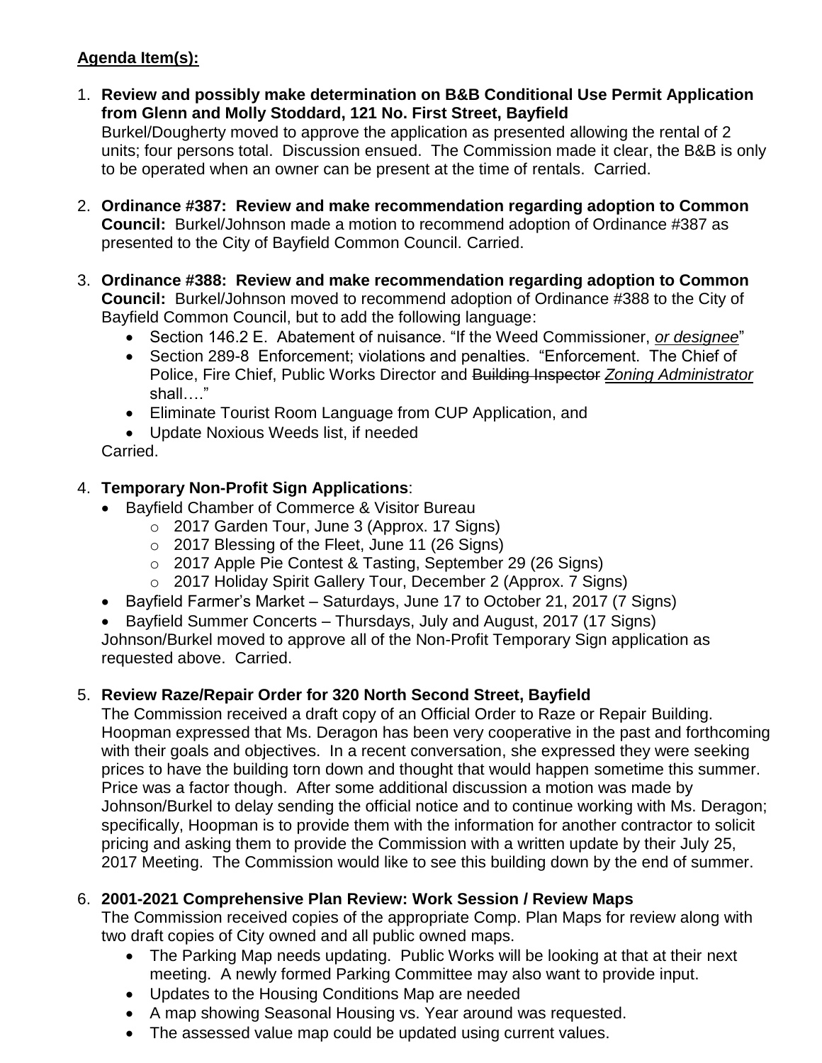**Agenda Item(s):**

1. **Review and possibly make determination on B&B Conditional Use Permit Application from Glenn and Molly Stoddard, 121 No. First Street, Bayfield**
   Burkel/Dougherty moved to approve the application as presented allowing the rental of 2 units; four persons total. Discussion ensued. The Commission made it clear, the B&B is only to be operated when an owner can be present at the time of rentals. Carried.

2. **Ordinance #387: Review and make recommendation regarding adoption to Common Council:** Burkel/Johnson made a motion to recommend adoption of Ordinance #387 as presented to the City of Bayfield Common Council. Carried.

3. **Ordinance #388: Review and make recommendation regarding adoption to Common Council:** Burkel/Johnson moved to recommend adoption of Ordinance #388 to the City of Bayfield Common Council, but to add the following language:
   - Section 146.2 E. Abatement of nuisance. "If the Weed Commissioner, *or designee*"
   - Section 289-8 Enforcement; violations and penalties. "Enforcement. The Chief of Police, Fire Chief, Public Works Director and ~~Building Inspector~~ *Zoning Administrator* shall…."
   - Eliminate Tourist Room Language from CUP Application, and
   - Update Noxious Weeds list, if needed

   Carried.

4. **Temporary Non-Profit Sign Applications**:
   - Bayfield Chamber of Commerce & Visitor Bureau
     - 2017 Garden Tour, June 3 (Approx. 17 Signs)
     - 2017 Blessing of the Fleet, June 11 (26 Signs)
     - 2017 Apple Pie Contest & Tasting, September 29 (26 Signs)
     - 2017 Holiday Spirit Gallery Tour, December 2 (Approx. 7 Signs)
   - Bayfield Farmer's Market – Saturdays, June 17 to October 21, 2017 (7 Signs)
   - Bayfield Summer Concerts – Thursdays, July and August, 2017 (17 Signs)

   Johnson/Burkel moved to approve all of the Non-Profit Temporary Sign application as requested above. Carried.

5. **Review Raze/Repair Order for 320 North Second Street, Bayfield**
   The Commission received a draft copy of an Official Order to Raze or Repair Building. Hoopman expressed that Ms. Deragon has been very cooperative in the past and forthcoming with their goals and objectives. In a recent conversation, she expressed they were seeking prices to have the building torn down and thought that would happen sometime this summer. Price was a factor though. After some additional discussion a motion was made by Johnson/Burkel to delay sending the official notice and to continue working with Ms. Deragon; specifically, Hoopman is to provide them with the information for another contractor to solicit pricing and asking them to provide the Commission with a written update by their July 25, 2017 Meeting. The Commission would like to see this building down by the end of summer.

6. **2001-2021 Comprehensive Plan Review: Work Session / Review Maps**
   The Commission received copies of the appropriate Comp. Plan Maps for review along with two draft copies of City owned and all public owned maps.
   - The Parking Map needs updating. Public Works will be looking at that at their next meeting. A newly formed Parking Committee may also want to provide input.
   - Updates to the Housing Conditions Map are needed
   - A map showing Seasonal Housing vs. Year around was requested.
   - The assessed value map could be updated using current values.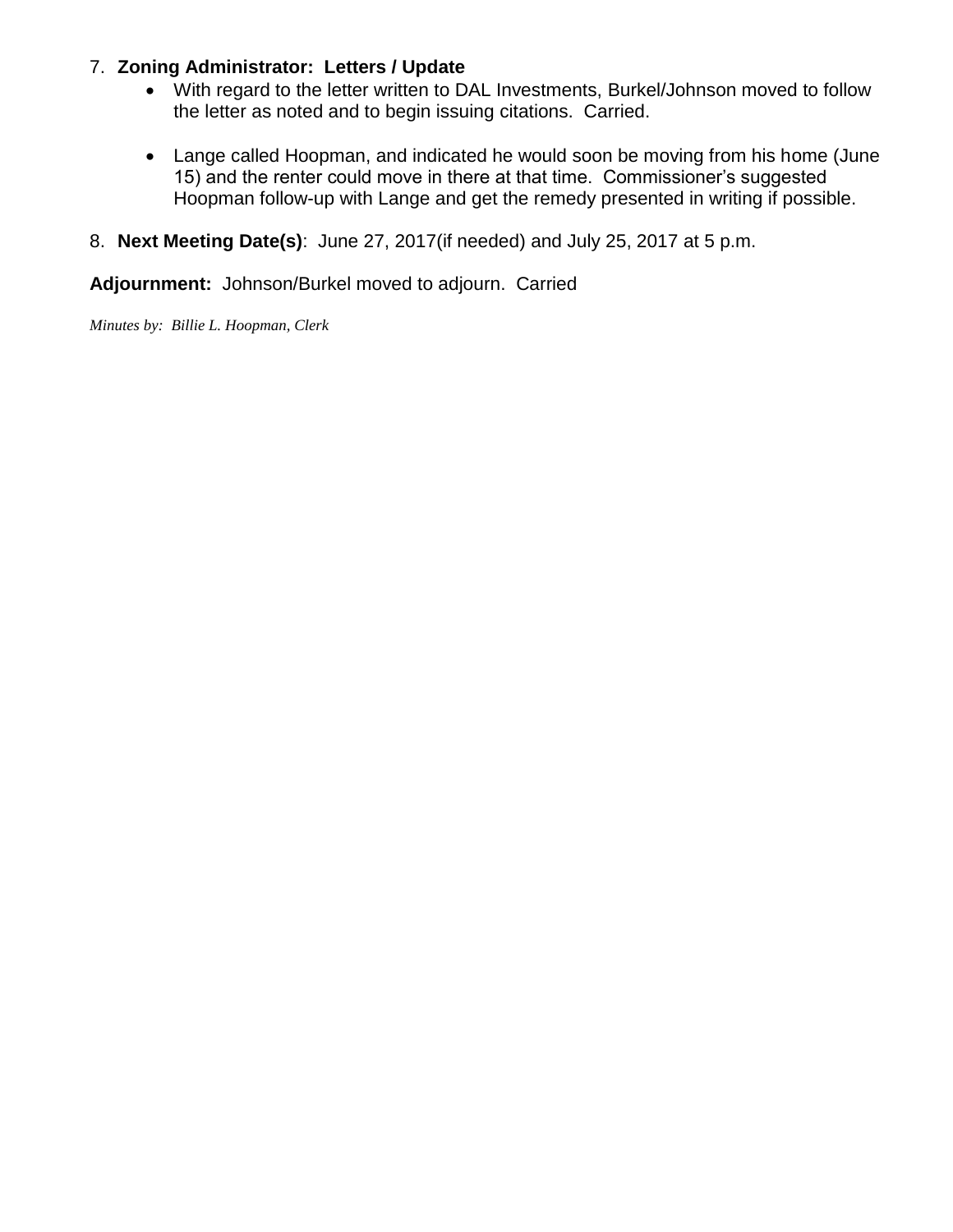7. **Zoning Administrator: Letters / Update**
    - With regard to the letter written to DAL Investments, Burkel/Johnson moved to follow the letter as noted and to begin issuing citations. Carried.
    - Lange called Hoopman, and indicated he would soon be moving from his home (June 15) and the renter could move in there at that time. Commissioner's suggested Hoopman follow-up with Lange and get the remedy presented in writing if possible.

8. **Next Meeting Date(s)**: June 27, 2017(if needed) and July 25, 2017 at 5 p.m.

**Adjournment:** Johnson/Burkel moved to adjourn. Carried

*Minutes by: Billie L. Hoopman, Clerk*